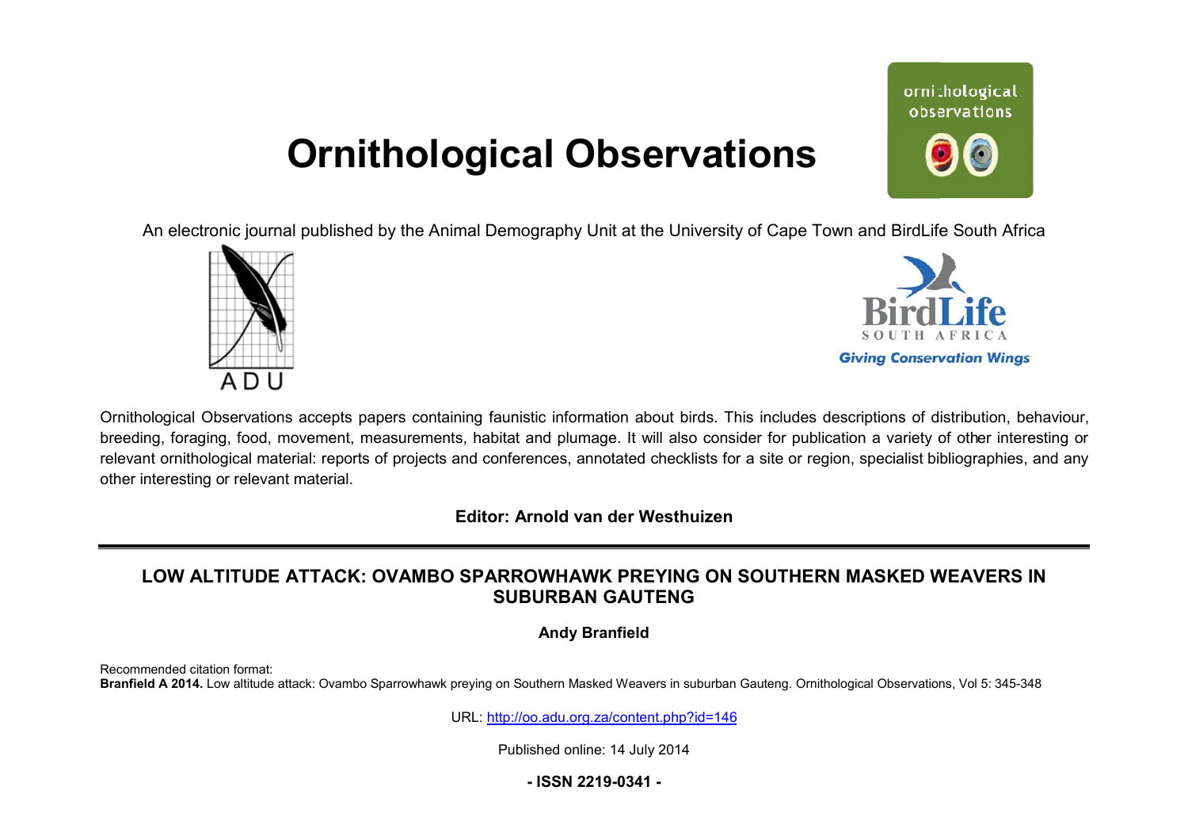# Ornithological Observations

An electronic journal published by the Animal Demography Unit at the University of Cape Town and BirdLife South Africa

Ornithological Observations accepts papers containing faunistic information about birds. This includes descriptions of distribution, behaviour, breeding, foraging, food, movement, measurements, habitat and plumage. It will also consider for publication a variety of other interesting or relevant ornithological material: reports of projects and conferences, annotated checklists for a site or region, specialist bibliographies, and any other interesting or relevant material.

**Editor: Arnold van der Westhuizen**

## LOW ALTITUDE ATTACK: OVAMBO SPARROWHAWK PREYING ON SOUTHERN MASKED WEAVERS IN SUBURBAN GAUTENG

**Andy Branfield**

Recommended citation format:
**Branfield A 2014.** Low altitude attack: Ovambo Sparrowhawk preying on Southern Masked Weavers in suburban Gauteng. Ornithological Observations, Vol 5: 345-348

URL: http://oo.adu.org.za/content.php?id=146

Published online: 14 July 2014

**- ISSN 2219-0341 -**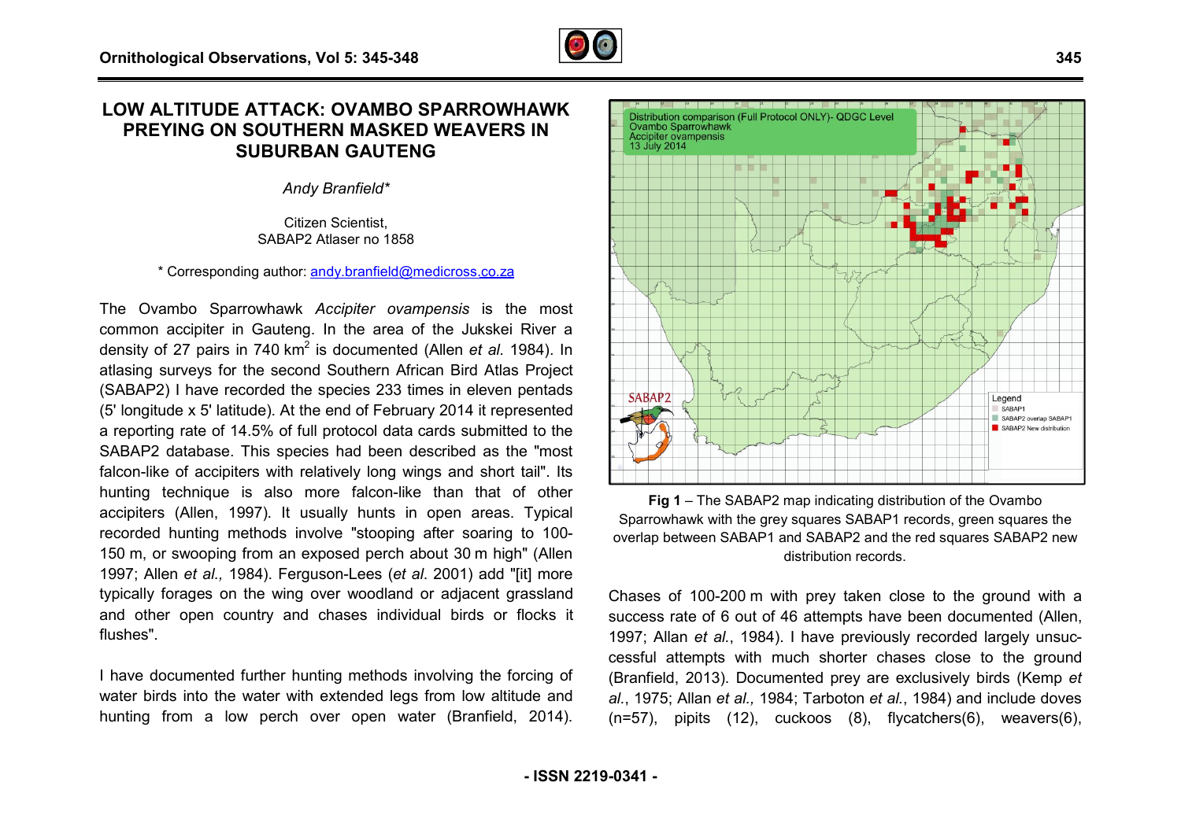# LOW ALTITUDE ATTACK: OVAMBO SPARROWHAWK PREYING ON SOUTHERN MASKED WEAVERS IN SUBURBAN GAUTENG

*Andy Branfield**

Citizen Scientist,
SABAP2 Atlaser no 1858

\* Corresponding author: andy.branfield@medicross.co.za

The Ovambo Sparrowhawk *Accipiter ovampensis* is the most common accipiter in Gauteng. In the area of the Jukskei River a density of 27 pairs in 740 km$^2$ is documented (Allen *et al.* 1984). In atlasing surveys for the second Southern African Bird Atlas Project (SABAP2) I have recorded the species 233 times in eleven pentads (5' longitude x 5' latitude). At the end of February 2014 it represented a reporting rate of 14.5% of full protocol data cards submitted to the SABAP2 database. This species had been described as the "most falcon-like of accipiters with relatively long wings and short tail". Its hunting technique is also more falcon-like than that of other accipiters (Allen, 1997). It usually hunts in open areas. Typical recorded hunting methods involve "stooping after soaring to 100-150 m, or swooping from an exposed perch about 30 m high" (Allen 1997; Allen *et al.,* 1984). Ferguson-Lees (*et al.* 2001) add "[it] more typically forages on the wing over woodland or adjacent grassland and other open country and chases individual birds or flocks it flushes".

I have documented further hunting methods involving the forcing of water birds into the water with extended legs from low altitude and hunting from a low perch over open water (Branfield, 2014).

**Fig 1** – The SABAP2 map indicating distribution of the Ovambo Sparrowhawk with the grey squares SABAP1 records, green squares the overlap between SABAP1 and SABAP2 and the red squares SABAP2 new distribution records.

Chases of 100-200 m with prey taken close to the ground with a success rate of 6 out of 46 attempts have been documented (Allen, 1997; Allan *et al.*, 1984). I have previously recorded largely unsuccessful attempts with much shorter chases close to the ground (Branfield, 2013). Documented prey are exclusively birds (Kemp *et al.*, 1975; Allan *et al.,* 1984; Tarboton *et al.*, 1984) and include doves (n=57), pipits (12), cuckoos (8), flycatchers(6), weavers(6),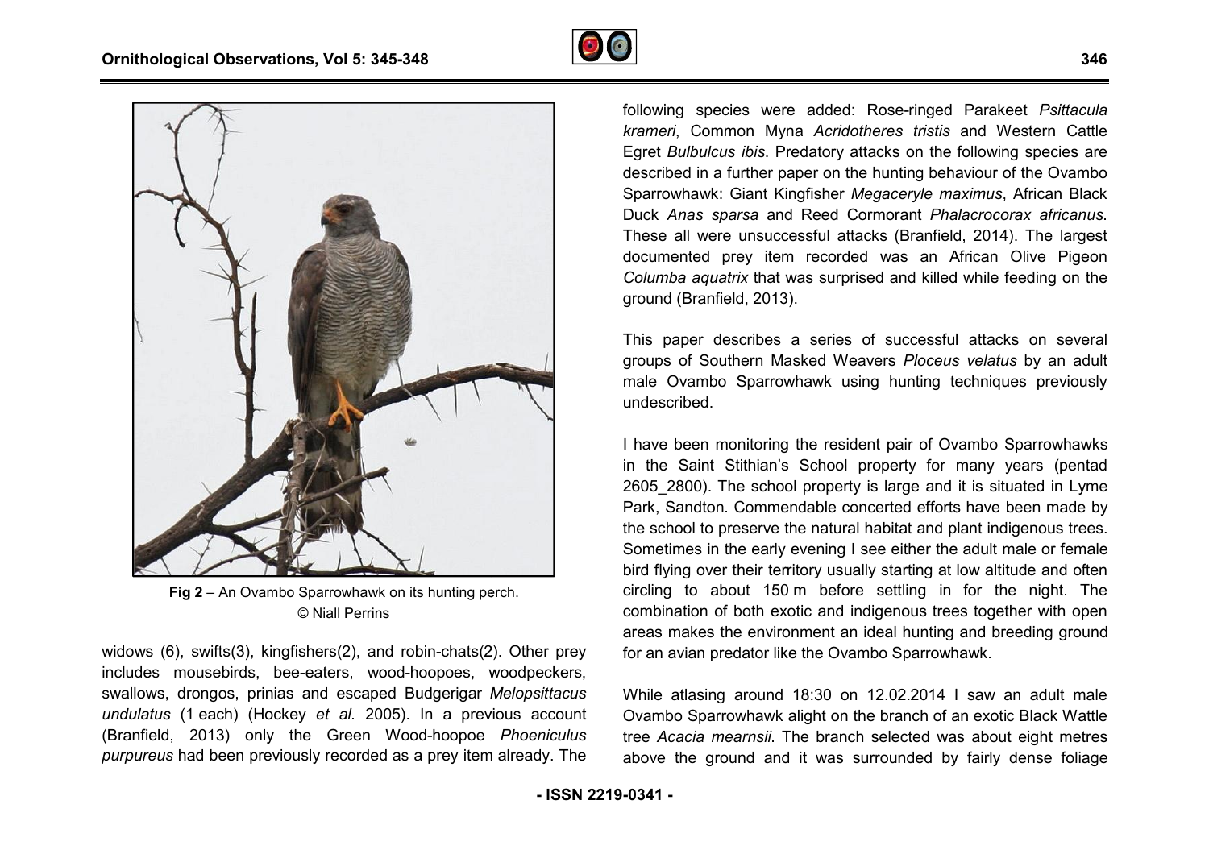Fig 2 – An Ovambo Sparrowhawk on its hunting perch. © Niall Perrins

widows (6), swifts(3), kingfishers(2), and robin-chats(2). Other prey includes mousebirds, bee-eaters, wood-hoopoes, woodpeckers, swallows, drongos, prinias and escaped Budgerigar *Melopsittacus undulatus* (1 each) (Hockey *et al.* 2005). In a previous account (Branfield, 2013) only the Green Wood-hoopoe *Phoeniculus purpureus* had been previously recorded as a prey item already. The following species were added: Rose-ringed Parakeet *Psittacula krameri*, Common Myna *Acridotheres tristis* and Western Cattle Egret *Bulbulcus ibis*. Predatory attacks on the following species are described in a further paper on the hunting behaviour of the Ovambo Sparrowhawk: Giant Kingfisher *Megaceryle maximus*, African Black Duck *Anas sparsa* and Reed Cormorant *Phalacrocorax africanus.* These all were unsuccessful attacks (Branfield, 2014). The largest documented prey item recorded was an African Olive Pigeon *Columba aquatrix* that was surprised and killed while feeding on the ground (Branfield, 2013).

This paper describes a series of successful attacks on several groups of Southern Masked Weavers *Ploceus velatus* by an adult male Ovambo Sparrowhawk using hunting techniques previously undescribed.

I have been monitoring the resident pair of Ovambo Sparrowhawks in the Saint Stithian's School property for many years (pentad 2605_2800). The school property is large and it is situated in Lyme Park, Sandton. Commendable concerted efforts have been made by the school to preserve the natural habitat and plant indigenous trees. Sometimes in the early evening I see either the adult male or female bird flying over their territory usually starting at low altitude and often circling to about 150 m before settling in for the night. The combination of both exotic and indigenous trees together with open areas makes the environment an ideal hunting and breeding ground for an avian predator like the Ovambo Sparrowhawk.

While atlasing around 18:30 on 12.02.2014 I saw an adult male Ovambo Sparrowhawk alight on the branch of an exotic Black Wattle tree *Acacia mearnsii*. The branch selected was about eight metres above the ground and it was surrounded by fairly dense foliage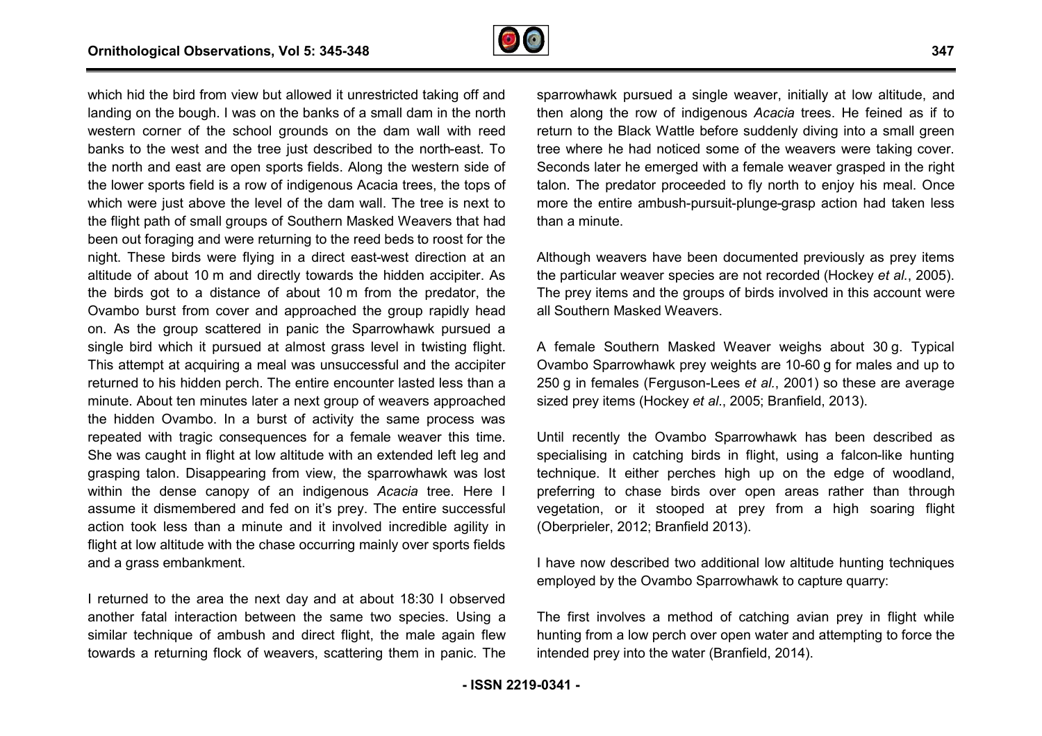which hid the bird from view but allowed it unrestricted taking off and landing on the bough. I was on the banks of a small dam in the north western corner of the school grounds on the dam wall with reed banks to the west and the tree just described to the north-east. To the north and east are open sports fields. Along the western side of the lower sports field is a row of indigenous Acacia trees, the tops of which were just above the level of the dam wall. The tree is next to the flight path of small groups of Southern Masked Weavers that had been out foraging and were returning to the reed beds to roost for the night. These birds were flying in a direct east-west direction at an altitude of about 10 m and directly towards the hidden accipiter. As the birds got to a distance of about 10 m from the predator, the Ovambo burst from cover and approached the group rapidly head on. As the group scattered in panic the Sparrowhawk pursued a single bird which it pursued at almost grass level in twisting flight. This attempt at acquiring a meal was unsuccessful and the accipiter returned to his hidden perch. The entire encounter lasted less than a minute. About ten minutes later a next group of weavers approached the hidden Ovambo. In a burst of activity the same process was repeated with tragic consequences for a female weaver this time. She was caught in flight at low altitude with an extended left leg and grasping talon. Disappearing from view, the sparrowhawk was lost within the dense canopy of an indigenous *Acacia* tree. Here I assume it dismembered and fed on it's prey. The entire successful action took less than a minute and it involved incredible agility in flight at low altitude with the chase occurring mainly over sports fields and a grass embankment.

I returned to the area the next day and at about 18:30 I observed another fatal interaction between the same two species. Using a similar technique of ambush and direct flight, the male again flew towards a returning flock of weavers, scattering them in panic. The sparrowhawk pursued a single weaver, initially at low altitude, and then along the row of indigenous *Acacia* trees. He feined as if to return to the Black Wattle before suddenly diving into a small green tree where he had noticed some of the weavers were taking cover. Seconds later he emerged with a female weaver grasped in the right talon. The predator proceeded to fly north to enjoy his meal. Once more the entire ambush-pursuit-plunge-grasp action had taken less than a minute.

Although weavers have been documented previously as prey items the particular weaver species are not recorded (Hockey *et al.*, 2005). The prey items and the groups of birds involved in this account were all Southern Masked Weavers.

A female Southern Masked Weaver weighs about 30 g. Typical Ovambo Sparrowhawk prey weights are 10-60 g for males and up to 250 g in females (Ferguson-Lees *et al.*, 2001) so these are average sized prey items (Hockey *et al*., 2005; Branfield, 2013).

Until recently the Ovambo Sparrowhawk has been described as specialising in catching birds in flight, using a falcon-like hunting technique. It either perches high up on the edge of woodland, preferring to chase birds over open areas rather than through vegetation, or it stooped at prey from a high soaring flight (Oberprieler, 2012; Branfield 2013).

I have now described two additional low altitude hunting techniques employed by the Ovambo Sparrowhawk to capture quarry:

The first involves a method of catching avian prey in flight while hunting from a low perch over open water and attempting to force the intended prey into the water (Branfield, 2014).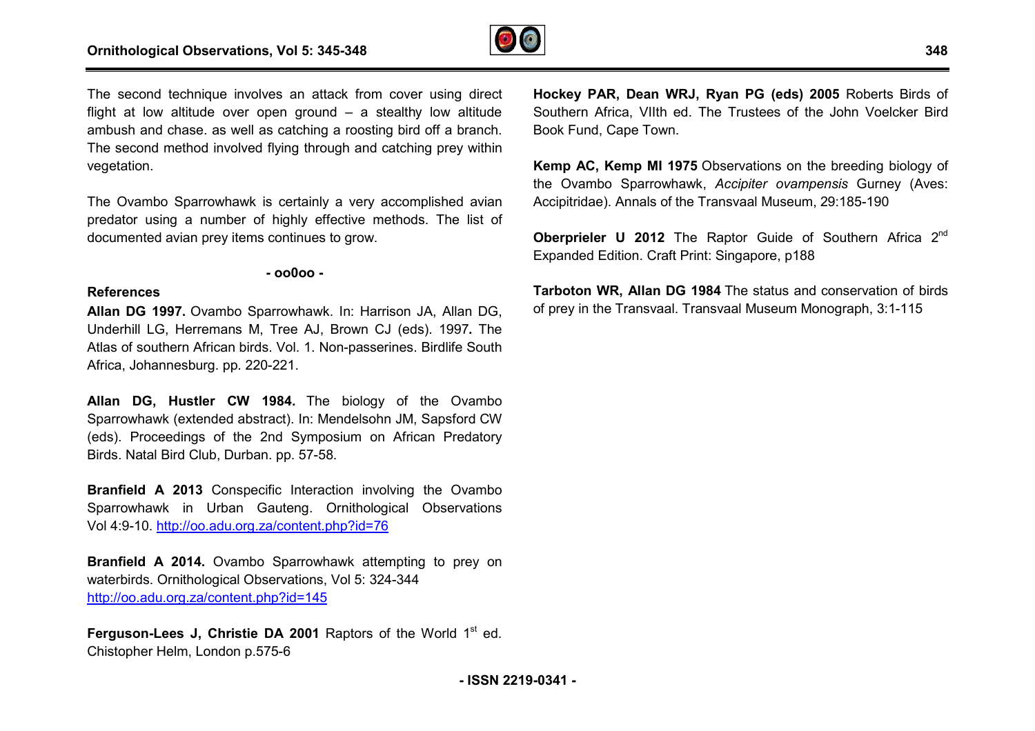The second technique involves an attack from cover using direct flight at low altitude over open ground – a stealthy low altitude ambush and chase. as well as catching a roosting bird off a branch. The second method involved flying through and catching prey within vegetation.

The Ovambo Sparrowhawk is certainly a very accomplished avian predator using a number of highly effective methods. The list of documented avian prey items continues to grow.

**- oo0oo -**

## References

**Allan DG 1997.** Ovambo Sparrowhawk. In: Harrison JA, Allan DG, Underhill LG, Herremans M, Tree AJ, Brown CJ (eds). 1997**.** The Atlas of southern African birds. Vol. 1. Non-passerines. Birdlife South Africa, Johannesburg. pp. 220-221.

**Allan DG, Hustler CW 1984.** The biology of the Ovambo Sparrowhawk (extended abstract). In: Mendelsohn JM, Sapsford CW (eds). Proceedings of the 2nd Symposium on African Predatory Birds. Natal Bird Club, Durban. pp. 57-58.

**Branfield A 2013** Conspecific Interaction involving the Ovambo Sparrowhawk in Urban Gauteng. Ornithological Observations Vol 4:9-10. http://oo.adu.org.za/content.php?id=76

**Branfield A 2014.** Ovambo Sparrowhawk attempting to prey on waterbirds. Ornithological Observations, Vol 5: 324-344 http://oo.adu.org.za/content.php?id=145

**Ferguson-Lees J, Christie DA 2001** Raptors of the World 1st ed. Chistopher Helm, London p.575-6

**Hockey PAR, Dean WRJ, Ryan PG (eds) 2005** Roberts Birds of Southern Africa, VIIth ed. The Trustees of the John Voelcker Bird Book Fund, Cape Town.

**Kemp AC, Kemp MI 1975** Observations on the breeding biology of the Ovambo Sparrowhawk, *Accipiter ovampensis* Gurney (Aves: Accipitridae). Annals of the Transvaal Museum, 29:185-190

**Oberprieler U 2012** The Raptor Guide of Southern Africa 2nd Expanded Edition. Craft Print: Singapore, p188

**Tarboton WR, Allan DG 1984** The status and conservation of birds of prey in the Transvaal. Transvaal Museum Monograph, 3:1-115